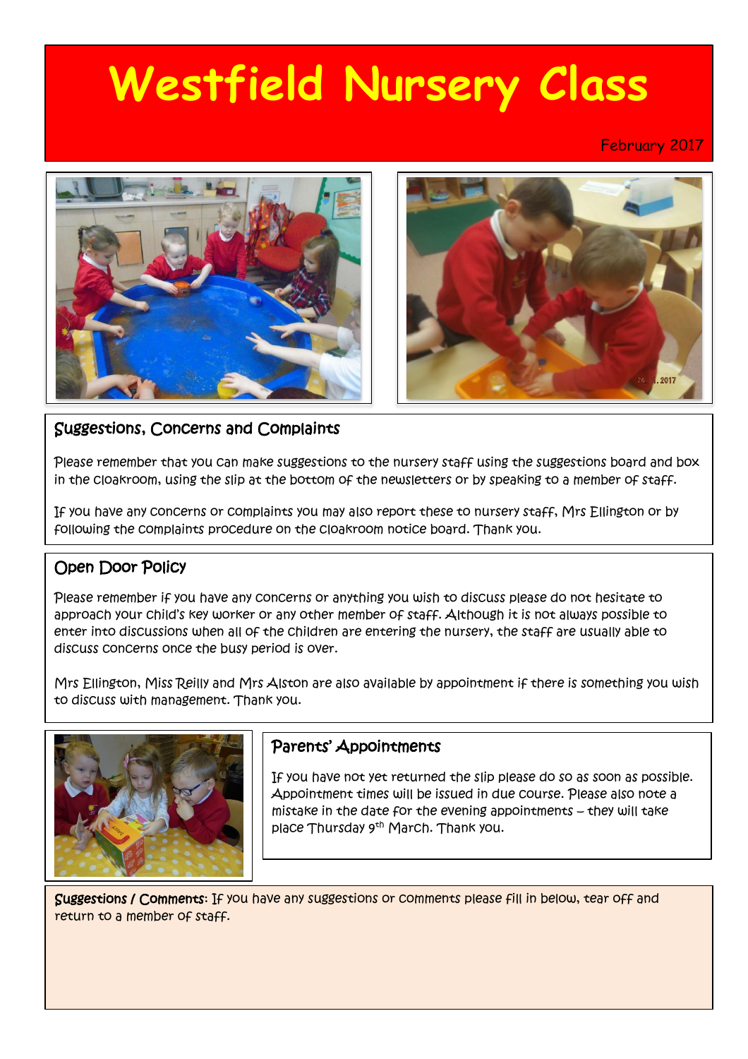# Westfield Nursery Class

February 2017

## Suggestions, Concerns and Complaints

Please remember that you can make suggestions to the nursery staff using the suggestions board and box in the cloakroom, using the slip at the bottom of the newsletters or by speaking to a member of staff.

If you have any concerns or complaints you may also report these to nursery staff, Mrs Ellington or by following the complaints procedure on the cloakroom notice board. Thank you.

## Open Door Policy

Please remember if you have any concerns or anything you wish to discuss please do not hesitate to approach your child's key worker or any other member of staff. Although it is not always possible to enter into discussions when all of the children are entering the nursery, the staff are usually able to discuss concerns once the busy period is over.

Mrs Ellington, Miss Reilly and Mrs Alston are also available by appointment if there is something you wish to discuss with management. Thank you.

## Parents' Appointments

If you have not yet returned the slip please do so as soon as possible. Appointment times will be issued in due course. Please also note a mistake in the date for the evening appointments – they will take place Thursday 9th March. Thank you.

**Suggestions / Comments**: If you have any suggestions or comments please fill in below, tear off and return to a member of staff.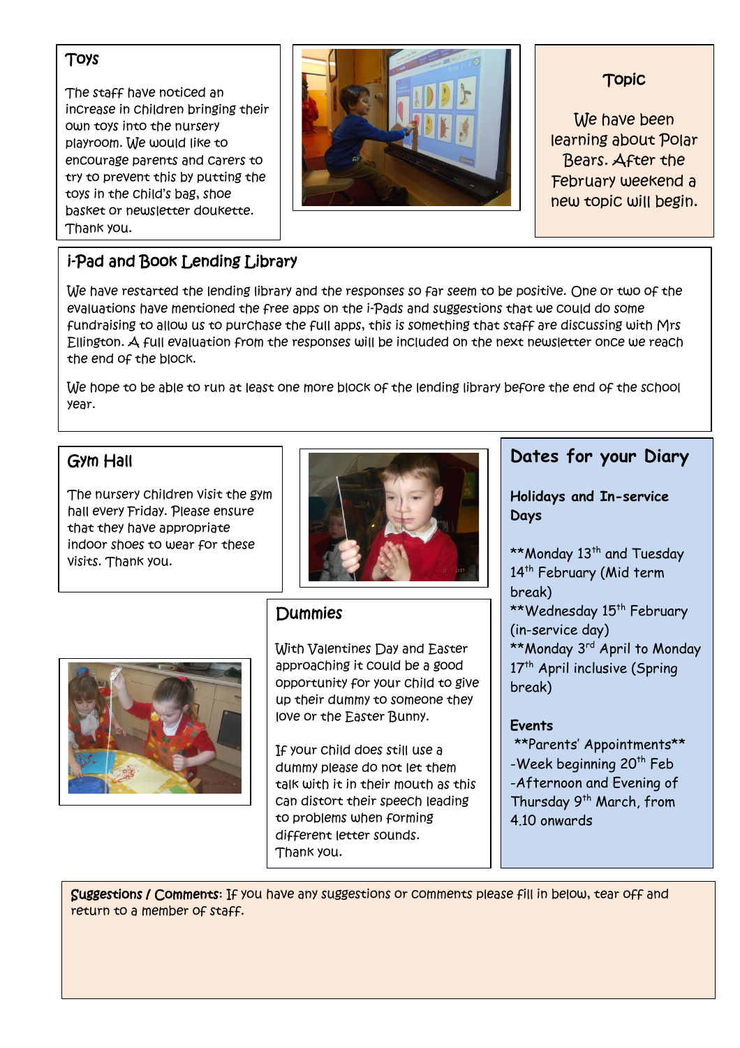## Toys

The staff have noticed an increase in children bringing their own toys into the nursery playroom. We would like to encourage parents and carers to try to prevent this by putting the toys in the child's bag, shoe basket or newsletter doukette. Thank you.

## Topic

We have been learning about Polar Bears. After the February weekend a new topic will begin.

## i-Pad and Book Lending Library

We have restarted the lending library and the responses so far seem to be positive. One or two of the evaluations have mentioned the free apps on the i-Pads and suggestions that we could do some fundraising to allow us to purchase the full apps, this is something that staff are discussing with Mrs Ellington. A full evaluation from the responses will be included on the next newsletter once we reach the end of the block.

We hope to be able to run at least one more block of the lending library before the end of the school year.

## Gym Hall

The nursery children visit the gym hall every Friday. Please ensure that they have appropriate indoor shoes to wear for these visits. Thank you.

## Dummies

With Valentines Day and Easter approaching it could be a good opportunity for your child to give up their dummy to someone they love or the Easter Bunny.

If your child does still use a dummy please do not let them talk with it in their mouth as this can distort their speech leading to problems when forming different letter sounds.
Thank you.

## Dates for your Diary

**Holidays and In-service Days**

**Monday 13th and Tuesday 14th February (Mid term break)
**Wednesday 15th February (in-service day)
**Monday 3rd April to Monday 17th April inclusive (Spring break)

**Events**

**Parents' Appointments**
-Week beginning 20th Feb
-Afternoon and Evening of Thursday 9th March, from 4.10 onwards

**Suggestions / Comments**: If you have any suggestions or comments please fill in below, tear off and return to a member of staff.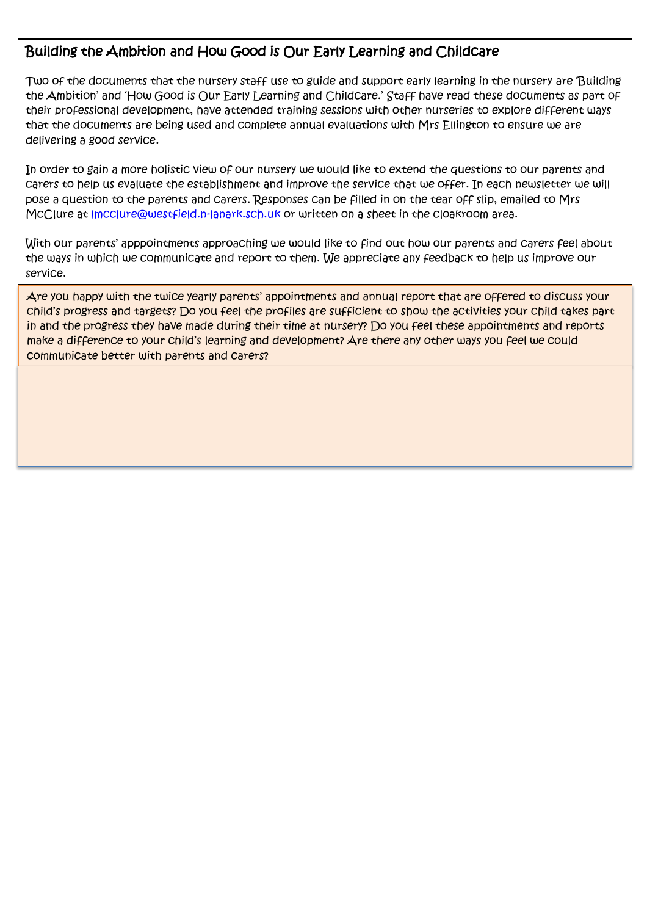## Building the Ambition and How Good is Our Early Learning and Childcare

Two of the documents that the nursery staff use to guide and support early learning in the nursery are 'Building the Ambition' and 'How Good is Our Early Learning and Childcare.' Staff have read these documents as part of their professional development, have attended training sessions with other nurseries to explore different ways that the documents are being used and complete annual evaluations with Mrs Ellington to ensure we are delivering a good service.

In order to gain a more holistic view of our nursery we would like to extend the questions to our parents and carers to help us evaluate the establishment and improve the service that we offer. In each newsletter we will pose a question to the parents and carers. Responses can be filled in on the tear off slip, emailed to Mrs McClure at lmcclure@westfield.n-lanark.sch.uk or written on a sheet in the cloakroom area.

With our parents' apppointments approaching we would like to find out how our parents and carers feel about the ways in which we communicate and report to them. We appreciate any feedback to help us improve our service.

Are you happy with the twice yearly parents' appointments and annual report that are offered to discuss your child's progress and targets? Do you feel the profiles are sufficient to show the activities your child takes part in and the progress they have made during their time at nursery? Do you feel these appointments and reports make a difference to your child's learning and development? Are there any other ways you feel we could communicate better with parents and carers?